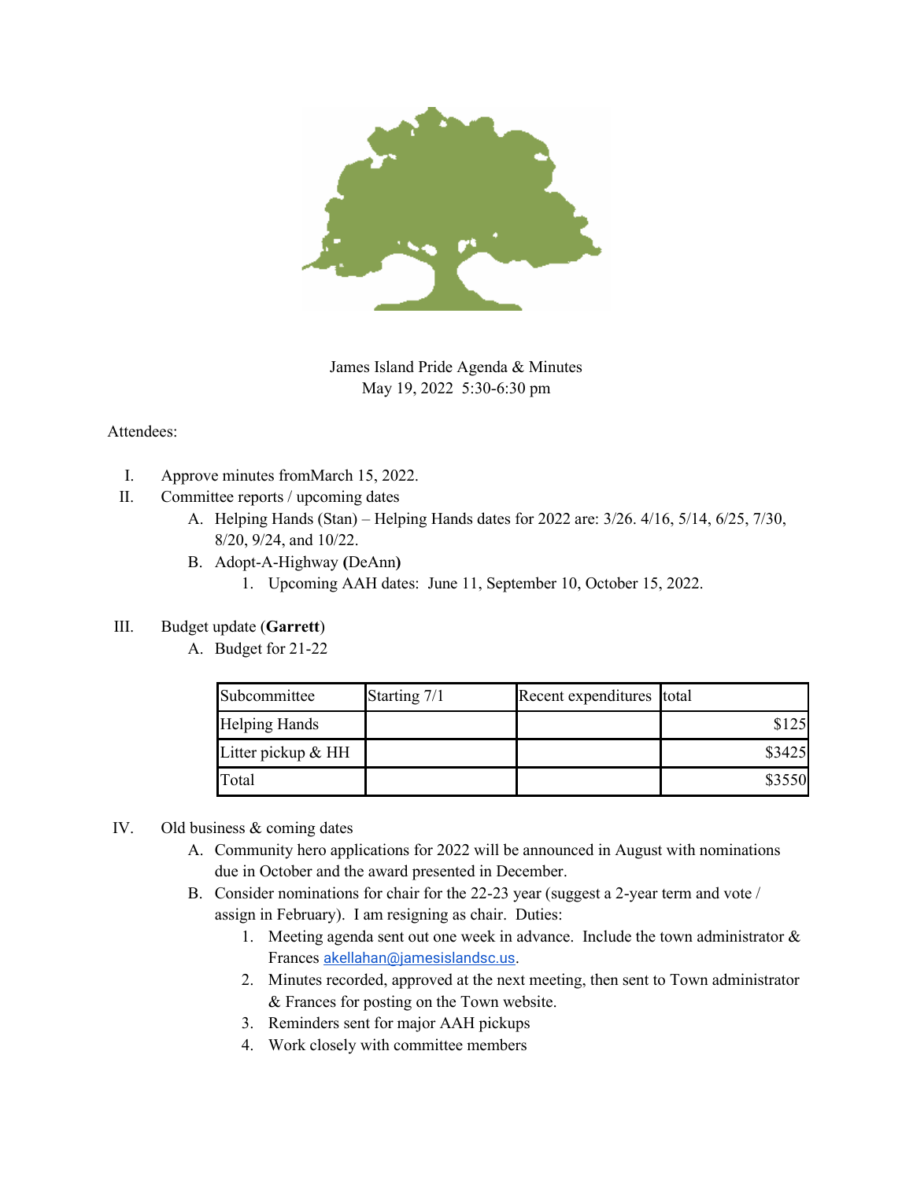James Island Pride Agenda & Minutes
May 19, 2022  5:30-6:30 pm

Attendees:

I. Approve minutes fromMarch 15, 2022.
II. Committee reports / upcoming dates
   A. Helping Hands (Stan) – Helping Hands dates for 2022 are: 3/26. 4/16, 5/14, 6/25, 7/30, 8/20, 9/24, and 10/22.
   B. Adopt-A-Highway **(**DeAnn**)**
      1. Upcoming AAH dates: June 11, September 10, October 15, 2022.

III. Budget update (**Garrett**)
   A. Budget for 21-22

| Subcommittee | Starting 7/1 | Recent expenditures | total |
|---|---|---|---|
| Helping Hands | | | $125 |
| Litter pickup & HH | | | $3425 |
| Total | | | $3550 |

IV. Old business & coming dates
   A. Community hero applications for 2022 will be announced in August with nominations due in October and the award presented in December.
   B. Consider nominations for chair for the 22-23 year (suggest a 2-year term and vote / assign in February). I am resigning as chair. Duties:
      1. Meeting agenda sent out one week in advance. Include the town administrator & Frances akellahan@jamesislandsc.us.
      2. Minutes recorded, approved at the next meeting, then sent to Town administrator & Frances for posting on the Town website.
      3. Reminders sent for major AAH pickups
      4. Work closely with committee members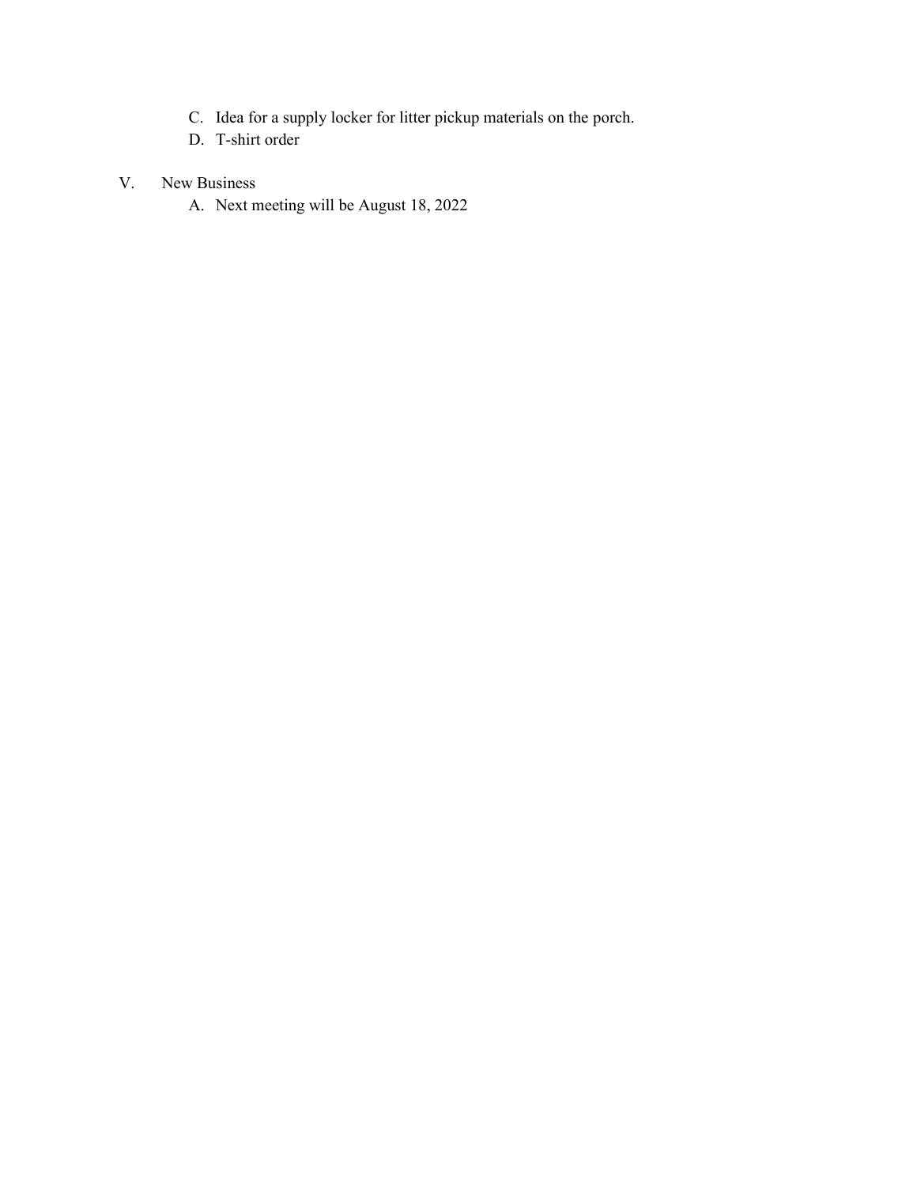C. Idea for a supply locker for litter pickup materials on the porch.
D. T-shirt order

V. New Business
   A. Next meeting will be August 18, 2022